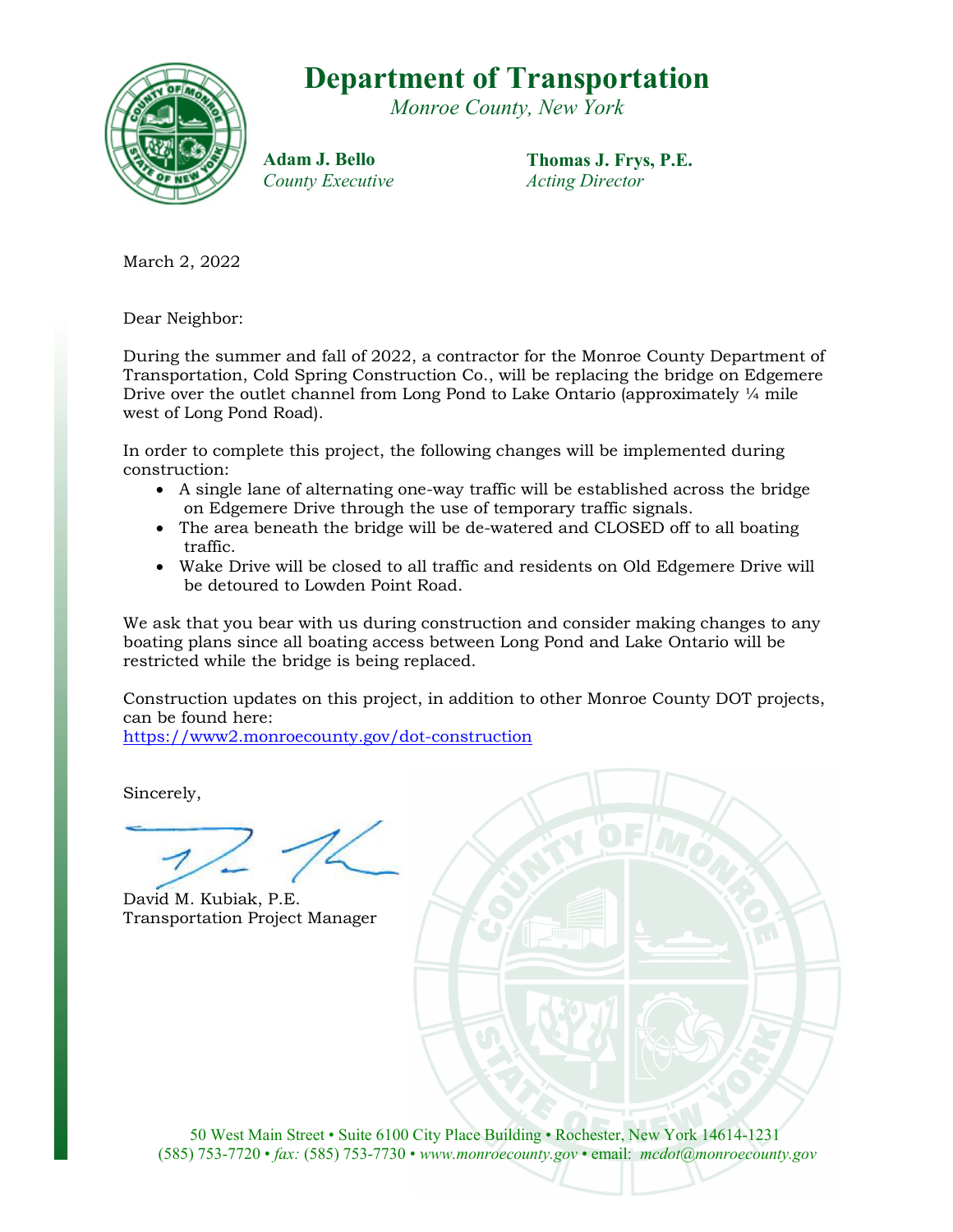# Department of Transportation

*Monroe County, New York*

**Adam J. Bello**
*County Executive*

**Thomas J. Frys, P.E.**
*Acting Director*

March 2, 2022

Dear Neighbor:

During the summer and fall of 2022, a contractor for the Monroe County Department of Transportation, Cold Spring Construction Co., will be replacing the bridge on Edgemere Drive over the outlet channel from Long Pond to Lake Ontario (approximately ¼ mile west of Long Pond Road).

In order to complete this project, the following changes will be implemented during construction:

- A single lane of alternating one-way traffic will be established across the bridge on Edgemere Drive through the use of temporary traffic signals.
- The area beneath the bridge will be de-watered and CLOSED off to all boating traffic.
- Wake Drive will be closed to all traffic and residents on Old Edgemere Drive will be detoured to Lowden Point Road.

We ask that you bear with us during construction and consider making changes to any boating plans since all boating access between Long Pond and Lake Ontario will be restricted while the bridge is being replaced.

Construction updates on this project, in addition to other Monroe County DOT projects, can be found here:
https://www2.monroecounty.gov/dot-construction

Sincerely,

David M. Kubiak, P.E.
Transportation Project Manager

50 West Main Street • Suite 6100 City Place Building • Rochester, New York 14614-1231
(585) 753-7720 • *fax:* (585) 753-7730 • *www.monroecounty.gov* • email: *mcdot@monroecounty.gov*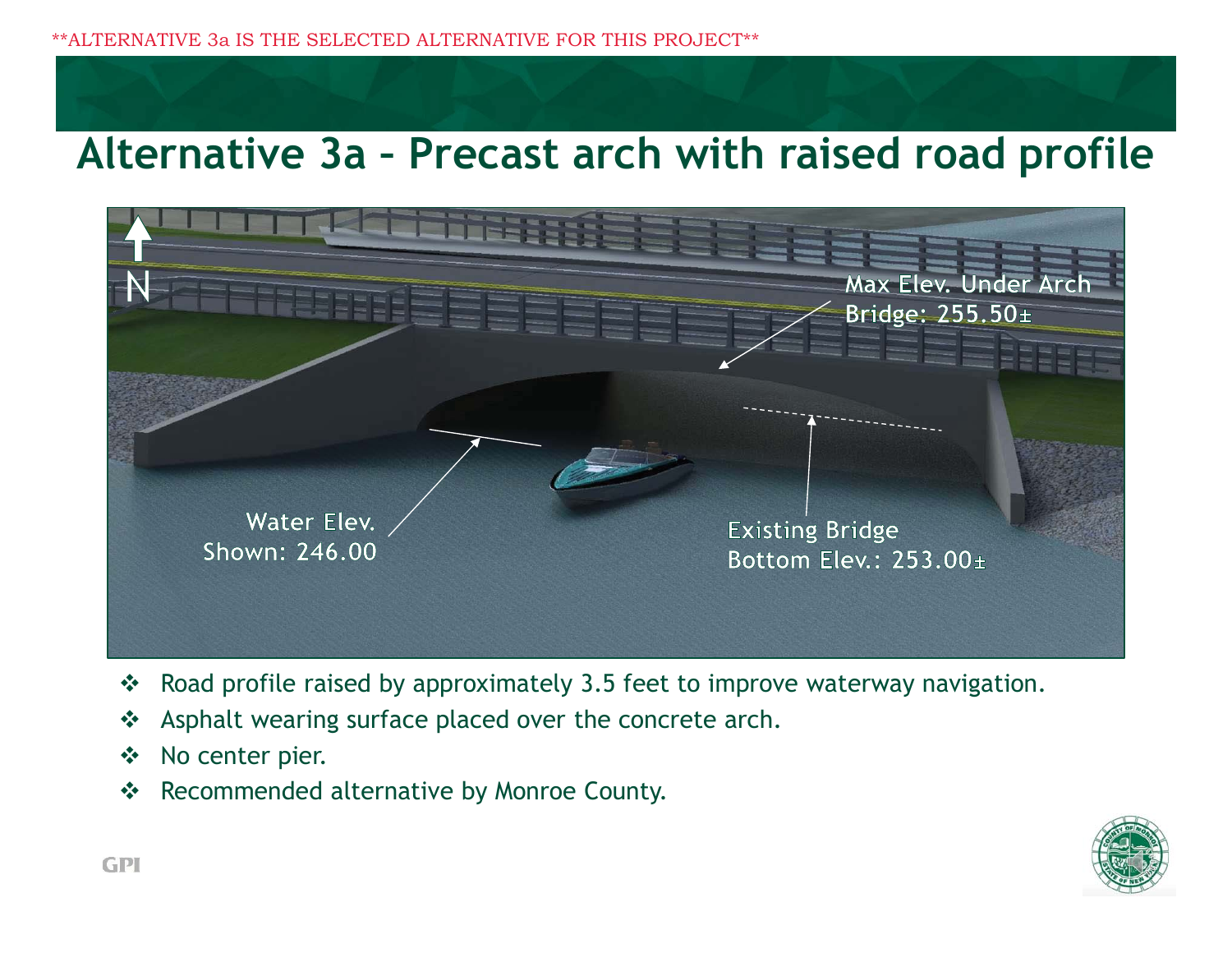**ALTERNATIVE 3a IS THE SELECTED ALTERNATIVE FOR THIS PROJECT**

# Alternative 3a – Precast arch with raised road profile

N

Max Elev. Under Arch Bridge: 255.50±

Water Elev. Shown: 246.00

Existing Bridge Bottom Elev.: 253.00±

- Road profile raised by approximately 3.5 feet to improve waterway navigation.
- Asphalt wearing surface placed over the concrete arch.
- No center pier.
- Recommended alternative by Monroe County.